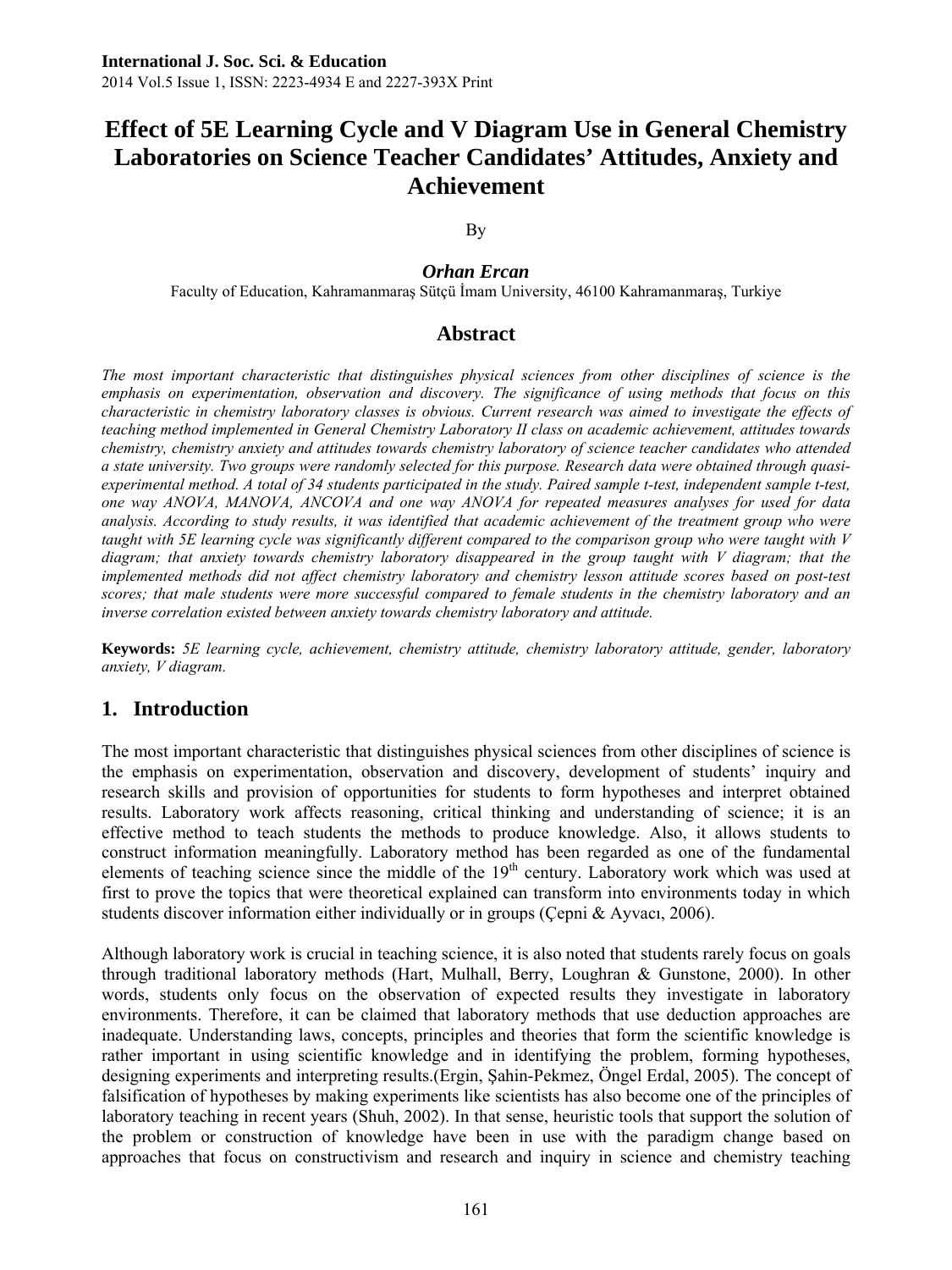# Effect of 5E Learning Cycle and V Diagram Use in General Chemistry Laboratories on Science Teacher Candidates' Attitudes, Anxiety and Achievement

By

***Orhan Ercan***

Faculty of Education, Kahramanmaraş Sütçü İmam University, 46100 Kahramanmaraş, Turkiye

## Abstract

*The most important characteristic that distinguishes physical sciences from other disciplines of science is the emphasis on experimentation, observation and discovery. The significance of using methods that focus on this characteristic in chemistry laboratory classes is obvious. Current research was aimed to investigate the effects of teaching method implemented in General Chemistry Laboratory II class on academic achievement, attitudes towards chemistry, chemistry anxiety and attitudes towards chemistry laboratory of science teacher candidates who attended a state university. Two groups were randomly selected for this purpose. Research data were obtained through quasi-experimental method. A total of 34 students participated in the study. Paired sample t-test, independent sample t-test, one way ANOVA, MANOVA, ANCOVA and one way ANOVA for repeated measures analyses for used for data analysis. According to study results, it was identified that academic achievement of the treatment group who were taught with 5E learning cycle was significantly different compared to the comparison group who were taught with V diagram; that anxiety towards chemistry laboratory disappeared in the group taught with V diagram; that the implemented methods did not affect chemistry laboratory and chemistry lesson attitude scores based on post-test scores; that male students were more successful compared to female students in the chemistry laboratory and an inverse correlation existed between anxiety towards chemistry laboratory and attitude.*

**Keywords:** *5E learning cycle, achievement, chemistry attitude, chemistry laboratory attitude, gender, laboratory anxiety, V diagram.*

## 1. Introduction

The most important characteristic that distinguishes physical sciences from other disciplines of science is the emphasis on experimentation, observation and discovery, development of students' inquiry and research skills and provision of opportunities for students to form hypotheses and interpret obtained results. Laboratory work affects reasoning, critical thinking and understanding of science; it is an effective method to teach students the methods to produce knowledge. Also, it allows students to construct information meaningfully. Laboratory method has been regarded as one of the fundamental elements of teaching science since the middle of the 19th century. Laboratory work which was used at first to prove the topics that were theoretical explained can transform into environments today in which students discover information either individually or in groups (Çepni & Ayvacı, 2006).

Although laboratory work is crucial in teaching science, it is also noted that students rarely focus on goals through traditional laboratory methods (Hart, Mulhall, Berry, Loughran & Gunstone, 2000). In other words, students only focus on the observation of expected results they investigate in laboratory environments. Therefore, it can be claimed that laboratory methods that use deduction approaches are inadequate. Understanding laws, concepts, principles and theories that form the scientific knowledge is rather important in using scientific knowledge and in identifying the problem, forming hypotheses, designing experiments and interpreting results.(Ergin, Şahin-Pekmez, Öngel Erdal, 2005). The concept of falsification of hypotheses by making experiments like scientists has also become one of the principles of laboratory teaching in recent years (Shuh, 2002). In that sense, heuristic tools that support the solution of the problem or construction of knowledge have been in use with the paradigm change based on approaches that focus on constructivism and research and inquiry in science and chemistry teaching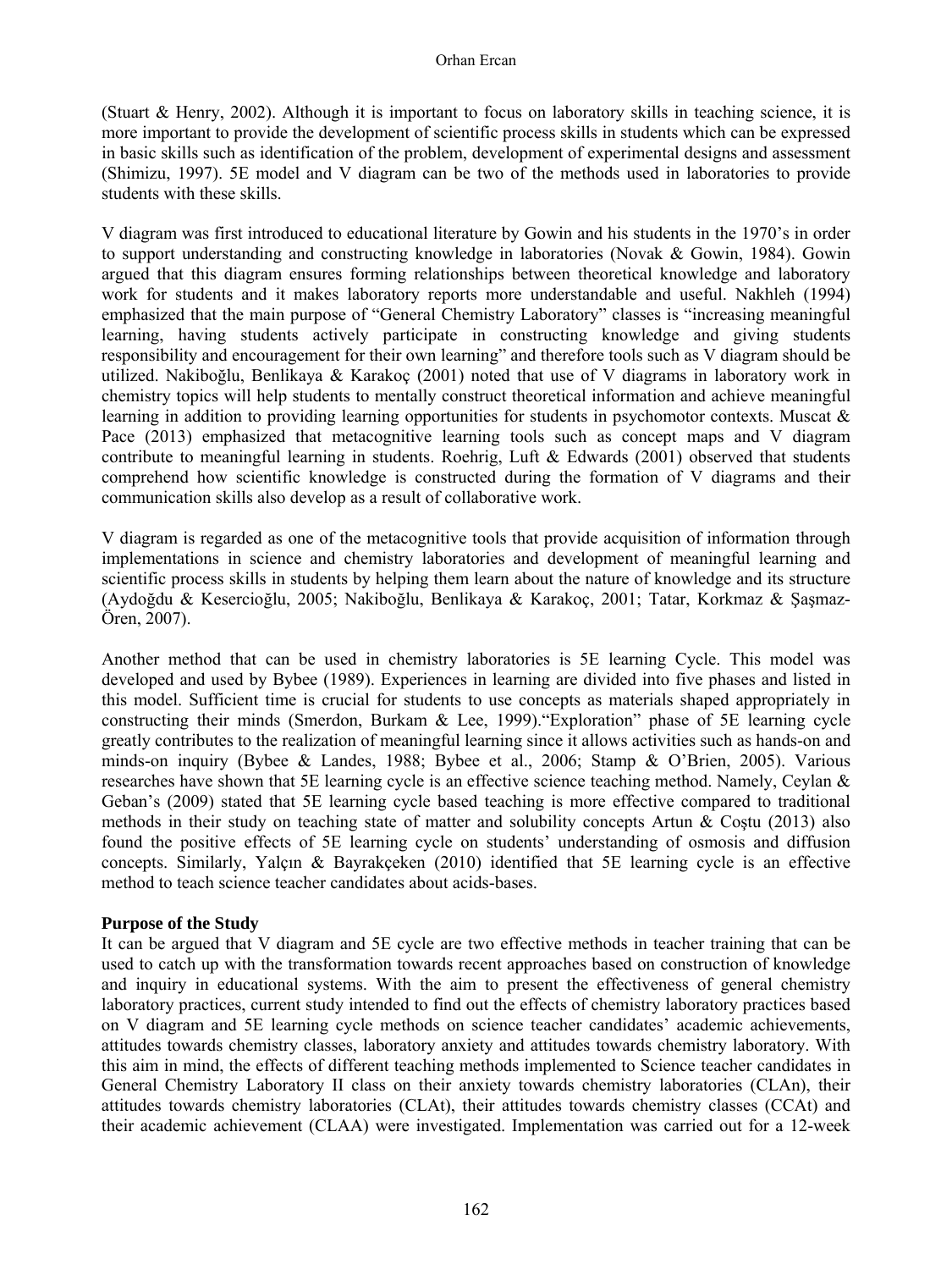(Stuart & Henry, 2002). Although it is important to focus on laboratory skills in teaching science, it is more important to provide the development of scientific process skills in students which can be expressed in basic skills such as identification of the problem, development of experimental designs and assessment (Shimizu, 1997). 5E model and V diagram can be two of the methods used in laboratories to provide students with these skills.

V diagram was first introduced to educational literature by Gowin and his students in the 1970's in order to support understanding and constructing knowledge in laboratories (Novak & Gowin, 1984). Gowin argued that this diagram ensures forming relationships between theoretical knowledge and laboratory work for students and it makes laboratory reports more understandable and useful. Nakhleh (1994) emphasized that the main purpose of "General Chemistry Laboratory" classes is "increasing meaningful learning, having students actively participate in constructing knowledge and giving students responsibility and encouragement for their own learning" and therefore tools such as V diagram should be utilized. Nakiboğlu, Benlikaya & Karakoç (2001) noted that use of V diagrams in laboratory work in chemistry topics will help students to mentally construct theoretical information and achieve meaningful learning in addition to providing learning opportunities for students in psychomotor contexts. Muscat & Pace (2013) emphasized that metacognitive learning tools such as concept maps and V diagram contribute to meaningful learning in students. Roehrig, Luft & Edwards (2001) observed that students comprehend how scientific knowledge is constructed during the formation of V diagrams and their communication skills also develop as a result of collaborative work.

V diagram is regarded as one of the metacognitive tools that provide acquisition of information through implementations in science and chemistry laboratories and development of meaningful learning and scientific process skills in students by helping them learn about the nature of knowledge and its structure (Aydoğdu & Kesercioğlu, 2005; Nakiboğlu, Benlikaya & Karakoç, 2001; Tatar, Korkmaz & Şaşmaz-Ören, 2007).

Another method that can be used in chemistry laboratories is 5E learning Cycle. This model was developed and used by Bybee (1989). Experiences in learning are divided into five phases and listed in this model. Sufficient time is crucial for students to use concepts as materials shaped appropriately in constructing their minds (Smerdon, Burkam & Lee, 1999)."Exploration" phase of 5E learning cycle greatly contributes to the realization of meaningful learning since it allows activities such as hands-on and minds-on inquiry (Bybee & Landes, 1988; Bybee et al., 2006; Stamp & O'Brien, 2005). Various researches have shown that 5E learning cycle is an effective science teaching method. Namely, Ceylan & Geban's (2009) stated that 5E learning cycle based teaching is more effective compared to traditional methods in their study on teaching state of matter and solubility concepts Artun & Coştu (2013) also found the positive effects of 5E learning cycle on students' understanding of osmosis and diffusion concepts. Similarly, Yalçın & Bayrakçeken (2010) identified that 5E learning cycle is an effective method to teach science teacher candidates about acids-bases.

**Purpose of the Study**

It can be argued that V diagram and 5E cycle are two effective methods in teacher training that can be used to catch up with the transformation towards recent approaches based on construction of knowledge and inquiry in educational systems. With the aim to present the effectiveness of general chemistry laboratory practices, current study intended to find out the effects of chemistry laboratory practices based on V diagram and 5E learning cycle methods on science teacher candidates' academic achievements, attitudes towards chemistry classes, laboratory anxiety and attitudes towards chemistry laboratory. With this aim in mind, the effects of different teaching methods implemented to Science teacher candidates in General Chemistry Laboratory II class on their anxiety towards chemistry laboratories (CLAn), their attitudes towards chemistry laboratories (CLAt), their attitudes towards chemistry classes (CCAt) and their academic achievement (CLAA) were investigated. Implementation was carried out for a 12-week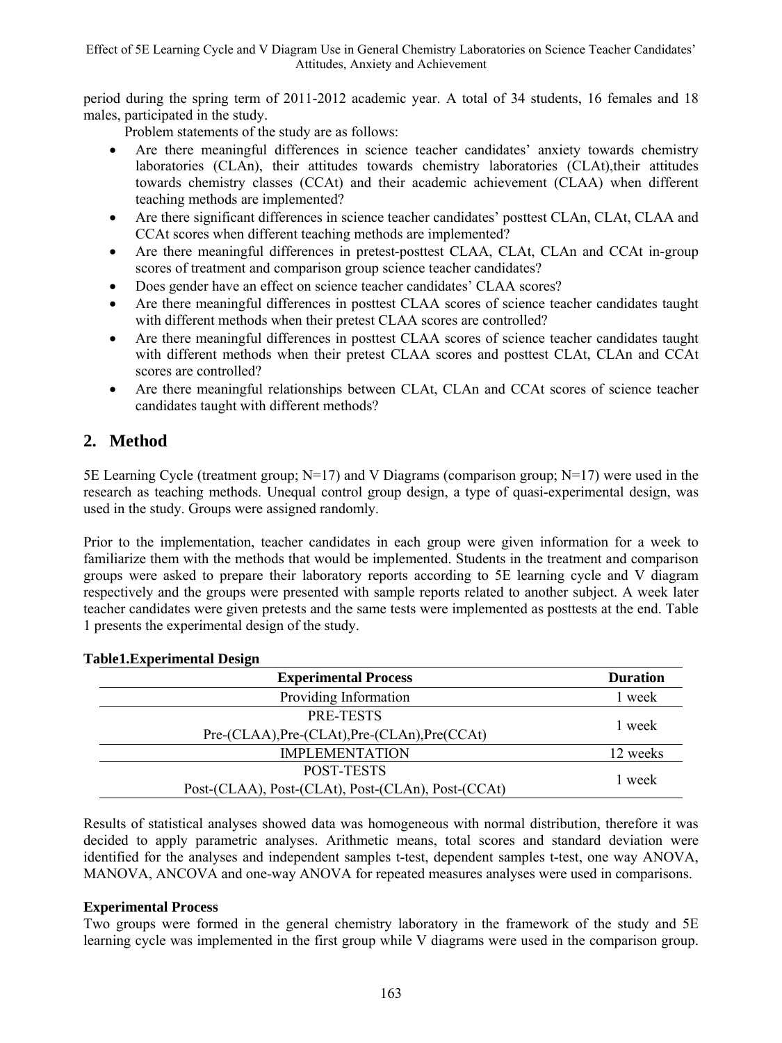period during the spring term of 2011-2012 academic year. A total of 34 students, 16 females and 18 males, participated in the study.

Problem statements of the study are as follows:

- Are there meaningful differences in science teacher candidates' anxiety towards chemistry laboratories (CLAn), their attitudes towards chemistry laboratories (CLAt),their attitudes towards chemistry classes (CCAt) and their academic achievement (CLAA) when different teaching methods are implemented?
- Are there significant differences in science teacher candidates' posttest CLAn, CLAt, CLAA and CCAt scores when different teaching methods are implemented?
- Are there meaningful differences in pretest-posttest CLAA, CLAt, CLAn and CCAt in-group scores of treatment and comparison group science teacher candidates?
- Does gender have an effect on science teacher candidates' CLAA scores?
- Are there meaningful differences in posttest CLAA scores of science teacher candidates taught with different methods when their pretest CLAA scores are controlled?
- Are there meaningful differences in posttest CLAA scores of science teacher candidates taught with different methods when their pretest CLAA scores and posttest CLAt, CLAn and CCAt scores are controlled?
- Are there meaningful relationships between CLAt, CLAn and CCAt scores of science teacher candidates taught with different methods?

## 2. Method

5E Learning Cycle (treatment group; N=17) and V Diagrams (comparison group; N=17) were used in the research as teaching methods. Unequal control group design, a type of quasi-experimental design, was used in the study. Groups were assigned randomly.

Prior to the implementation, teacher candidates in each group were given information for a week to familiarize them with the methods that would be implemented. Students in the treatment and comparison groups were asked to prepare their laboratory reports according to 5E learning cycle and V diagram respectively and the groups were presented with sample reports related to another subject. A week later teacher candidates were given pretests and the same tests were implemented as posttests at the end. Table 1 presents the experimental design of the study.

**Table1.Experimental Design**

| Experimental Process | Duration |
|---|---|
| Providing Information | 1 week |
| PRE-TESTS<br>Pre-(CLAA),Pre-(CLAt),Pre-(CLAn),Pre(CCAt) | 1 week |
| IMPLEMENTATION | 12 weeks |
| POST-TESTS<br>Post-(CLAA), Post-(CLAt), Post-(CLAn), Post-(CCAt) | 1 week |

Results of statistical analyses showed data was homogeneous with normal distribution, therefore it was decided to apply parametric analyses. Arithmetic means, total scores and standard deviation were identified for the analyses and independent samples t-test, dependent samples t-test, one way ANOVA, MANOVA, ANCOVA and one-way ANOVA for repeated measures analyses were used in comparisons.

**Experimental Process**

Two groups were formed in the general chemistry laboratory in the framework of the study and 5E learning cycle was implemented in the first group while V diagrams were used in the comparison group.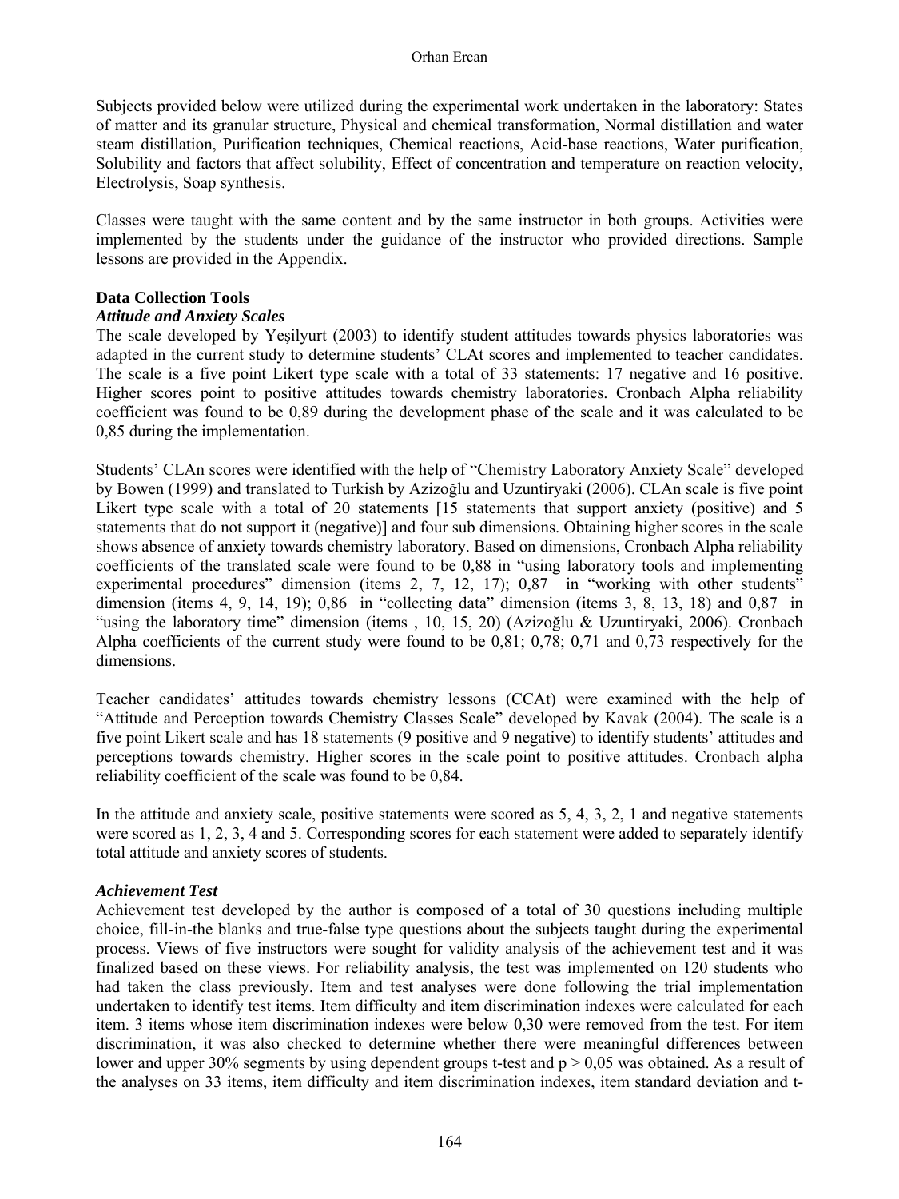Subjects provided below were utilized during the experimental work undertaken in the laboratory: States of matter and its granular structure, Physical and chemical transformation, Normal distillation and water steam distillation, Purification techniques, Chemical reactions, Acid-base reactions, Water purification, Solubility and factors that affect solubility, Effect of concentration and temperature on reaction velocity, Electrolysis, Soap synthesis.

Classes were taught with the same content and by the same instructor in both groups. Activities were implemented by the students under the guidance of the instructor who provided directions. Sample lessons are provided in the Appendix.

## Data Collection Tools

### *Attitude and Anxiety Scales*

The scale developed by Yeşilyurt (2003) to identify student attitudes towards physics laboratories was adapted in the current study to determine students' CLAt scores and implemented to teacher candidates. The scale is a five point Likert type scale with a total of 33 statements: 17 negative and 16 positive. Higher scores point to positive attitudes towards chemistry laboratories. Cronbach Alpha reliability coefficient was found to be 0,89 during the development phase of the scale and it was calculated to be 0,85 during the implementation.

Students' CLAn scores were identified with the help of "Chemistry Laboratory Anxiety Scale" developed by Bowen (1999) and translated to Turkish by Azizoğlu and Uzuntiryaki (2006). CLAn scale is five point Likert type scale with a total of 20 statements [15 statements that support anxiety (positive) and 5 statements that do not support it (negative)] and four sub dimensions. Obtaining higher scores in the scale shows absence of anxiety towards chemistry laboratory. Based on dimensions, Cronbach Alpha reliability coefficients of the translated scale were found to be 0,88 in "using laboratory tools and implementing experimental procedures" dimension (items 2, 7, 12, 17); 0,87 in "working with other students" dimension (items 4, 9, 14, 19); 0,86 in "collecting data" dimension (items 3, 8, 13, 18) and 0,87 in "using the laboratory time" dimension (items , 10, 15, 20) (Azizoğlu & Uzuntiryaki, 2006). Cronbach Alpha coefficients of the current study were found to be 0,81; 0,78; 0,71 and 0,73 respectively for the dimensions.

Teacher candidates' attitudes towards chemistry lessons (CCAt) were examined with the help of "Attitude and Perception towards Chemistry Classes Scale" developed by Kavak (2004). The scale is a five point Likert scale and has 18 statements (9 positive and 9 negative) to identify students' attitudes and perceptions towards chemistry. Higher scores in the scale point to positive attitudes. Cronbach alpha reliability coefficient of the scale was found to be 0,84.

In the attitude and anxiety scale, positive statements were scored as 5, 4, 3, 2, 1 and negative statements were scored as 1, 2, 3, 4 and 5. Corresponding scores for each statement were added to separately identify total attitude and anxiety scores of students.

### *Achievement Test*

Achievement test developed by the author is composed of a total of 30 questions including multiple choice, fill-in-the blanks and true-false type questions about the subjects taught during the experimental process. Views of five instructors were sought for validity analysis of the achievement test and it was finalized based on these views. For reliability analysis, the test was implemented on 120 students who had taken the class previously. Item and test analyses were done following the trial implementation undertaken to identify test items. Item difficulty and item discrimination indexes were calculated for each item. 3 items whose item discrimination indexes were below 0,30 were removed from the test. For item discrimination, it was also checked to determine whether there were meaningful differences between lower and upper 30% segments by using dependent groups t-test and $p > 0,05$ was obtained. As a result of the analyses on 33 items, item difficulty and item discrimination indexes, item standard deviation and t-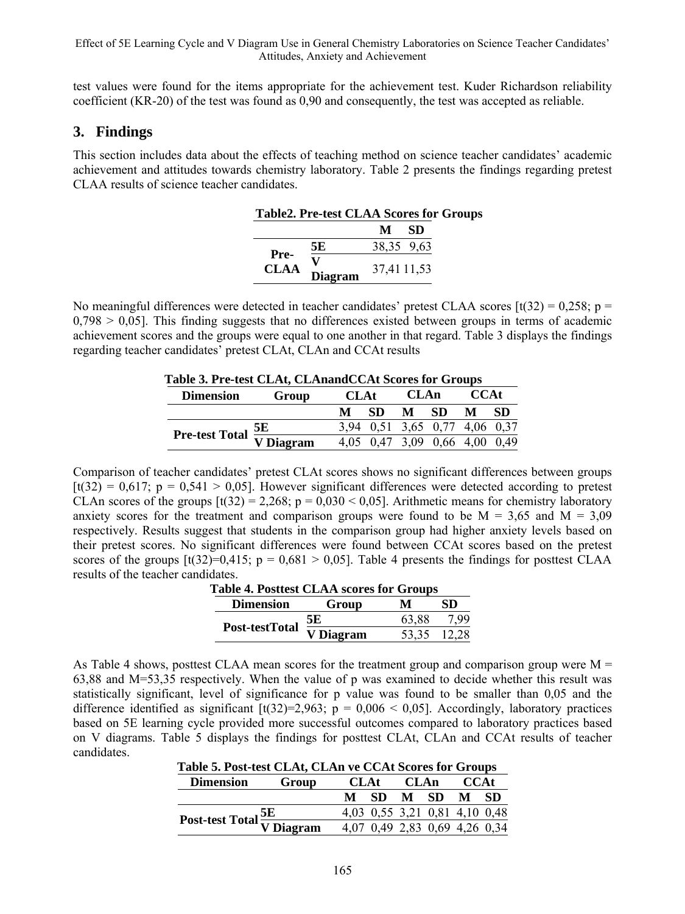test values were found for the items appropriate for the achievement test. Kuder Richardson reliability coefficient (KR-20) of the test was found as 0,90 and consequently, the test was accepted as reliable.

## 3. Findings

This section includes data about the effects of teaching method on science teacher candidates' academic achievement and attitudes towards chemistry laboratory. Table 2 presents the findings regarding pretest CLAA results of science teacher candidates.

**Table2. Pre-test CLAA Scores for Groups**

| | | M | SD |
|---|---|---|---|
| Pre-CLAA | 5E | 38,35 | 9,63 |
| | V Diagram | 37,41 | 11,53 |

No meaningful differences were detected in teacher candidates' pretest CLAA scores [t(32) = 0,258; p = 0,798 > 0,05]. This finding suggests that no differences existed between groups in terms of academic achievement scores and the groups were equal to one another in that regard. Table 3 displays the findings regarding teacher candidates' pretest CLAt, CLAn and CCAt results

**Table 3. Pre-test CLAt, CLAnandCCAt Scores for Groups**

| Dimension | Group | CLAt | | CLAn | | CCAt | |
|---|---|---|---|---|---|---|---|
| | | M | SD | M | SD | M | SD |
| Pre-test Total | 5E | 3,94 | 0,51 | 3,65 | 0,77 | 4,06 | 0,37 |
| | V Diagram | 4,05 | 0,47 | 3,09 | 0,66 | 4,00 | 0,49 |

Comparison of teacher candidates' pretest CLAt scores shows no significant differences between groups [t(32) = 0,617; p = 0,541 > 0,05]. However significant differences were detected according to pretest CLAn scores of the groups [t(32) = 2,268; p = 0,030 < 0,05]. Arithmetic means for chemistry laboratory anxiety scores for the treatment and comparison groups were found to be M = 3,65 and M = 3,09 respectively. Results suggest that students in the comparison group had higher anxiety levels based on their pretest scores. No significant differences were found between CCAt scores based on the pretest scores of the groups [t(32)=0,415; p = 0,681 > 0,05]. Table 4 presents the findings for posttest CLAA results of the teacher candidates.

**Table 4. Posttest CLAA scores for Groups**

| Dimension | Group | M | SD |
|---|---|---|---|
| Post-testTotal | 5E | 63,88 | 7,99 |
| | V Diagram | 53,35 | 12,28 |

As Table 4 shows, posttest CLAA mean scores for the treatment group and comparison group were M = 63,88 and M=53,35 respectively. When the value of p was examined to decide whether this result was statistically significant, level of significance for p value was found to be smaller than 0,05 and the difference identified as significant [t(32)=2,963; p = 0,006 < 0,05]. Accordingly, laboratory practices based on 5E learning cycle provided more successful outcomes compared to laboratory practices based on V diagrams. Table 5 displays the findings for posttest CLAt, CLAn and CCAt results of teacher candidates.

**Table 5. Post-test CLAt, CLAn ve CCAt Scores for Groups**

| Dimension | Group | CLAt | | CLAn | | CCAt | |
|---|---|---|---|---|---|---|---|
| | | M | SD | M | SD | M | SD |
| Post-test Total | 5E | 4,03 | 0,55 | 3,21 | 0,81 | 4,10 | 0,48 |
| | V Diagram | 4,07 | 0,49 | 2,83 | 0,69 | 4,26 | 0,34 |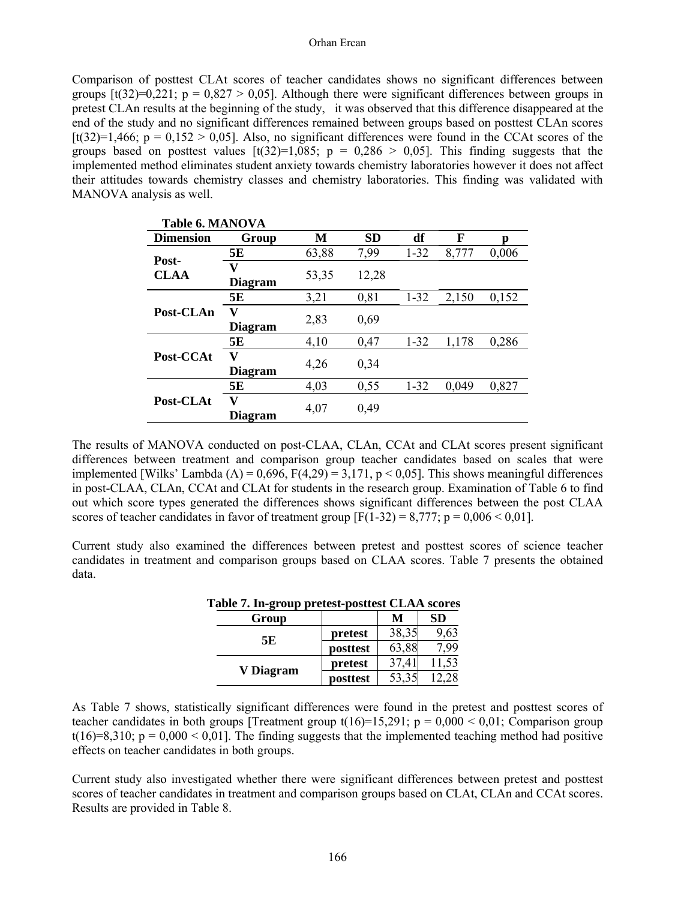Comparison of posttest CLAt scores of teacher candidates shows no significant differences between groups [t(32)=0,221; p = 0,827 > 0,05]. Although there were significant differences between groups in pretest CLAn results at the beginning of the study, it was observed that this difference disappeared at the end of the study and no significant differences remained between groups based on posttest CLAn scores [t(32)=1,466; p = 0,152 > 0,05]. Also, no significant differences were found in the CCAt scores of the groups based on posttest values [t(32)=1,085; p = 0,286 > 0,05]. This finding suggests that the implemented method eliminates student anxiety towards chemistry laboratories however it does not affect their attitudes towards chemistry classes and chemistry laboratories. This finding was validated with MANOVA analysis as well.

**Table 6. MANOVA**

| Dimension | Group | M | SD | df | F | p |
|---|---|---|---|---|---|---|
| Post-CLAA | 5E | 63,88 | 7,99 | 1-32 | 8,777 | 0,006 |
| | V Diagram | 53,35 | 12,28 | | | |
| Post-CLAn | 5E | 3,21 | 0,81 | 1-32 | 2,150 | 0,152 |
| | V Diagram | 2,83 | 0,69 | | | |
| Post-CCAt | 5E | 4,10 | 0,47 | 1-32 | 1,178 | 0,286 |
| | V Diagram | 4,26 | 0,34 | | | |
| Post-CLAt | 5E | 4,03 | 0,55 | 1-32 | 0,049 | 0,827 |
| | V Diagram | 4,07 | 0,49 | | | |

The results of MANOVA conducted on post-CLAA, CLAn, CCAt and CLAt scores present significant differences between treatment and comparison group teacher candidates based on scales that were implemented [Wilks' Lambda (Λ) = 0,696, F(4,29) = 3,171, p < 0,05]. This shows meaningful differences in post-CLAA, CLAn, CCAt and CLAt for students in the research group. Examination of Table 6 to find out which score types generated the differences shows significant differences between the post CLAA scores of teacher candidates in favor of treatment group [F(1-32) = 8,777; p = 0,006 < 0,01].

Current study also examined the differences between pretest and posttest scores of science teacher candidates in treatment and comparison groups based on CLAA scores. Table 7 presents the obtained data.

**Table 7. In-group pretest-posttest CLAA scores**

| Group | | M | SD |
|---|---|---|---|
| 5E | pretest | 38,35 | 9,63 |
| | posttest | 63,88 | 7,99 |
| V Diagram | pretest | 37,41 | 11,53 |
| | posttest | 53,35 | 12,28 |

As Table 7 shows, statistically significant differences were found in the pretest and posttest scores of teacher candidates in both groups [Treatment group t(16)=15,291; p = 0,000 < 0,01; Comparison group t(16)=8,310; p = 0,000 < 0,01]. The finding suggests that the implemented teaching method had positive effects on teacher candidates in both groups.

Current study also investigated whether there were significant differences between pretest and posttest scores of teacher candidates in treatment and comparison groups based on CLAt, CLAn and CCAt scores. Results are provided in Table 8.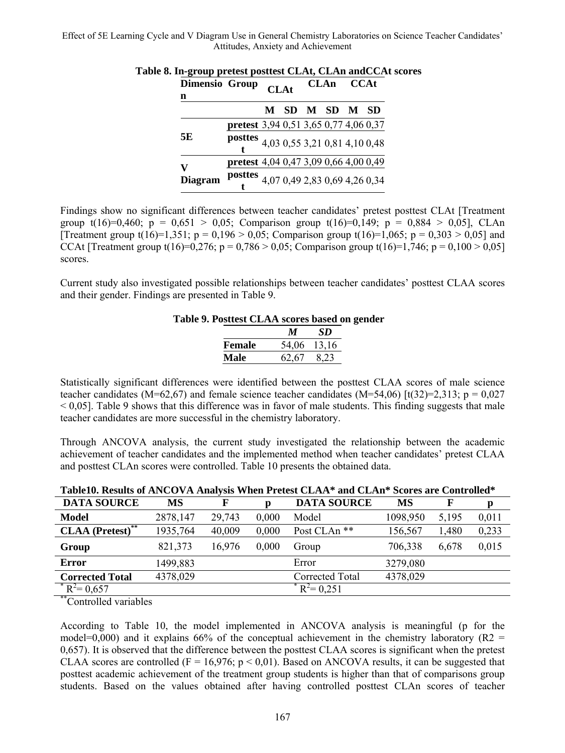**Table 8. In-group pretest posttest CLAt, CLAn andCCAt scores**

| Dimension | Group | CLAt | | CLAn | | CCAt | |
|---|---|---|---|---|---|---|---|
| | | M | SD | M | SD | M | SD |
| 5E | pretest | 3,94 | 0,51 | 3,65 | 0,77 | 4,06 | 0,37 |
| | posttest | 4,03 | 0,55 | 3,21 | 0,81 | 4,10 | 0,48 |
| V Diagram | pretest | 4,04 | 0,47 | 3,09 | 0,66 | 4,00 | 0,49 |
| | posttest | 4,07 | 0,49 | 2,83 | 0,69 | 4,26 | 0,34 |

Findings show no significant differences between teacher candidates' pretest posttest CLAt [Treatment group $t(16)=0,460$; $p = 0,651 > 0,05$; Comparison group $t(16)=0,149$; $p = 0,884 > 0,05$], CLAn [Treatment group $t(16)=1,351$; $p = 0,196 > 0,05$; Comparison group $t(16)=1,065$; $p = 0,303 > 0,05$] and CCAt [Treatment group $t(16)=0,276$; $p = 0,786 > 0,05$; Comparison group $t(16)=1,746$; $p = 0,100 > 0,05$] scores.

Current study also investigated possible relationships between teacher candidates' posttest CLAA scores and their gender. Findings are presented in Table 9.

**Table 9. Posttest CLAA scores based on gender**

| | *M* | *SD* |
|---|---|---|
| **Female** | 54,06 | 13,16 |
| **Male** | 62,67 | 8,23 |

Statistically significant differences were identified between the posttest CLAA scores of male science teacher candidates (M=62,67) and female science teacher candidates (M=54,06) [$t(32)=2,313$; $p = 0,027 < 0,05$]. Table 9 shows that this difference was in favor of male students. This finding suggests that male teacher candidates are more successful in the chemistry laboratory.

Through ANCOVA analysis, the current study investigated the relationship between the academic achievement of teacher candidates and the implemented method when teacher candidates' pretest CLAA and posttest CLAn scores were controlled. Table 10 presents the obtained data.

**Table10. Results of ANCOVA Analysis When Pretest CLAA\* and CLAn\* Scores are Controlled\***

| DATA SOURCE | MS | F | p | DATA SOURCE | MS | F | p |
|---|---|---|---|---|---|---|---|
| **Model** | 2878,147 | 29,743 | 0,000 | Model | 1098,950 | 5,195 | 0,011 |
| **CLAA (Pretest)\*\*** | 1935,764 | 40,009 | 0,000 | Post CLAn \*\* | 156,567 | 1,480 | 0,233 |
| **Group** | 821,373 | 16,976 | 0,000 | Group | 706,338 | 6,678 | 0,015 |
| **Error** | 1499,883 | | | Error | 3279,080 | | |
| **Corrected Total** | 4378,029 | | | Corrected Total | 4378,029 | | |
| \* $R^2= 0,657$ | | | | \* $R^2= 0,251$ | | | |

\*\*Controlled variables

According to Table 10, the model implemented in ANCOVA analysis is meaningful (p for the model=0,000) and it explains 66% of the conceptual achievement in the chemistry laboratory ($R2 = 0,657$). It is observed that the difference between the posttest CLAA scores is significant when the pretest CLAA scores are controlled ($F = 16,976$; $p < 0,01$). Based on ANCOVA results, it can be suggested that posttest academic achievement of the treatment group students is higher than that of comparisons group students. Based on the values obtained after having controlled posttest CLAn scores of teacher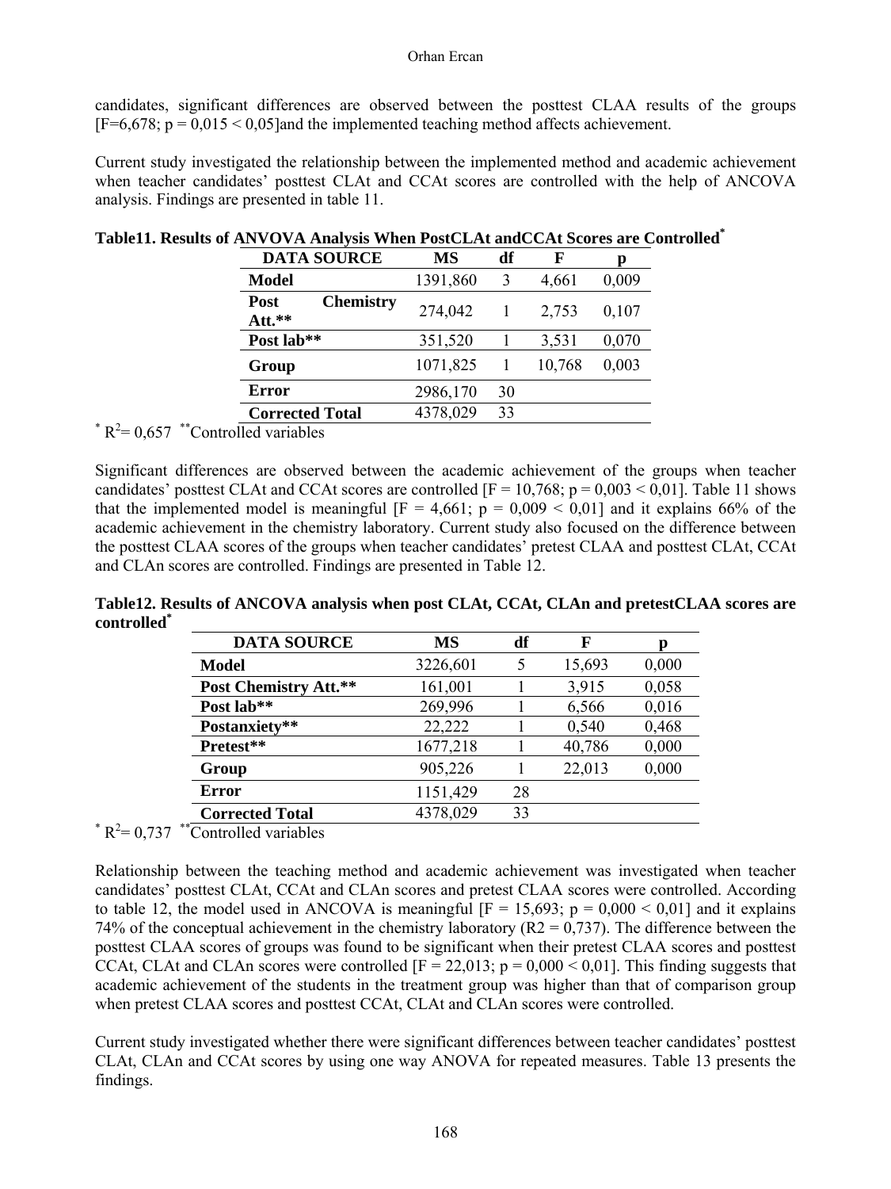candidates, significant differences are observed between the posttest CLAA results of the groups [F=6,678; p = 0,015 < 0,05]and the implemented teaching method affects achievement.

Current study investigated the relationship between the implemented method and academic achievement when teacher candidates' posttest CLAt and CCAt scores are controlled with the help of ANCOVA analysis. Findings are presented in table 11.

**Table11. Results of ANVOVA Analysis When PostCLAt andCCAt Scores are Controlled***

| DATA SOURCE | MS | df | F | p |
|---|---|---|---|---|
| **Model** | 1391,860 | 3 | 4,661 | 0,009 |
| **Post Chemistry Att.**** | 274,042 | 1 | 2,753 | 0,107 |
| **Post lab**** | 351,520 | 1 | 3,531 | 0,070 |
| **Group** | 1071,825 | 1 | 10,768 | 0,003 |
| **Error** | 2986,170 | 30 | | |
| **Corrected Total** | 4378,029 | 33 | | |

* $R^2$= 0,657 **Controlled variables

Significant differences are observed between the academic achievement of the groups when teacher candidates' posttest CLAt and CCAt scores are controlled [F = 10,768; p = 0,003 < 0,01]. Table 11 shows that the implemented model is meaningful [F = 4,661; p = 0,009 < 0,01] and it explains 66% of the academic achievement in the chemistry laboratory. Current study also focused on the difference between the posttest CLAA scores of the groups when teacher candidates' pretest CLAA and posttest CLAt, CCAt and CLAn scores are controlled. Findings are presented in Table 12.

**Table12. Results of ANCOVA analysis when post CLAt, CCAt, CLAn and pretestCLAA scores are controlled***

| DATA SOURCE | MS | df | F | p |
|---|---|---|---|---|
| **Model** | 3226,601 | 5 | 15,693 | 0,000 |
| **Post Chemistry Att.**** | 161,001 | 1 | 3,915 | 0,058 |
| **Post lab**** | 269,996 | 1 | 6,566 | 0,016 |
| **Postanxiety**** | 22,222 | 1 | 0,540 | 0,468 |
| **Pretest**** | 1677,218 | 1 | 40,786 | 0,000 |
| **Group** | 905,226 | 1 | 22,013 | 0,000 |
| **Error** | 1151,429 | 28 | | |
| **Corrected Total** | 4378,029 | 33 | | |

* $R^2$= 0,737 **Controlled variables

Relationship between the teaching method and academic achievement was investigated when teacher candidates' posttest CLAt, CCAt and CLAn scores and pretest CLAA scores were controlled. According to table 12, the model used in ANCOVA is meaningful [F = 15,693; p = 0,000 < 0,01] and it explains 74% of the conceptual achievement in the chemistry laboratory (R2 = 0,737). The difference between the posttest CLAA scores of groups was found to be significant when their pretest CLAA scores and posttest CCAt, CLAt and CLAn scores were controlled [F = 22,013; p = 0,000 < 0,01]. This finding suggests that academic achievement of the students in the treatment group was higher than that of comparison group when pretest CLAA scores and posttest CCAt, CLAt and CLAn scores were controlled.

Current study investigated whether there were significant differences between teacher candidates' posttest CLAt, CLAn and CCAt scores by using one way ANOVA for repeated measures. Table 13 presents the findings.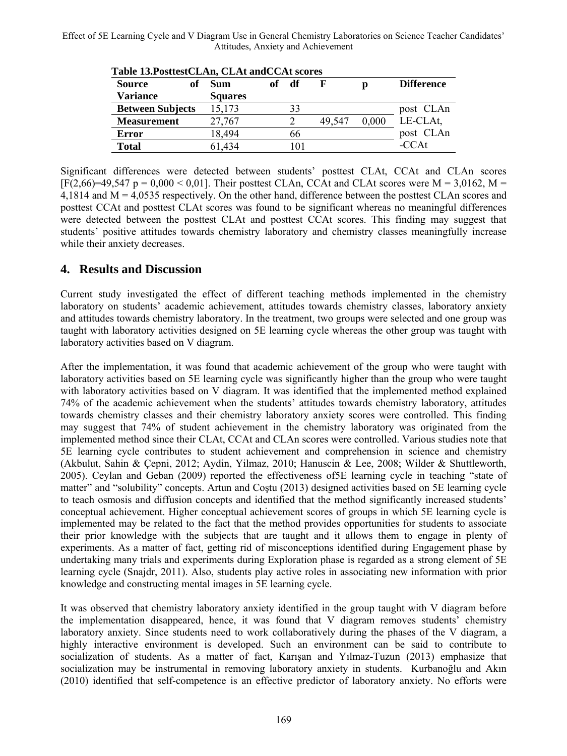**Table 13.PosttestCLAn, CLAt andCCAt scores**

| Source of Variance | Sum of Squares | df | F | p | Difference |
|---|---|---|---|---|---|
| Between Subjects | 15,173 | 33 | | | post CLAn LE-CLAt, post CLAn -CCAt |
| Measurement | 27,767 | 2 | 49,547 | 0,000 | |
| Error | 18,494 | 66 | | | |
| Total | 61,434 | 101 | | | |

Significant differences were detected between students' posttest CLAt, CCAt and CLAn scores [$F(2,66)=49,547$ $p = 0,000 < 0,01$]. Their posttest CLAn, CCAt and CLAt scores were M = 3,0162, M = 4,1814 and M = 4,0535 respectively. On the other hand, difference between the posttest CLAn scores and posttest CCAt and posttest CLAt scores was found to be significant whereas no meaningful differences were detected between the posttest CLAt and posttest CCAt scores. This finding may suggest that students' positive attitudes towards chemistry laboratory and chemistry classes meaningfully increase while their anxiety decreases.

## 4. Results and Discussion

Current study investigated the effect of different teaching methods implemented in the chemistry laboratory on students' academic achievement, attitudes towards chemistry classes, laboratory anxiety and attitudes towards chemistry laboratory. In the treatment, two groups were selected and one group was taught with laboratory activities designed on 5E learning cycle whereas the other group was taught with laboratory activities based on V diagram.

After the implementation, it was found that academic achievement of the group who were taught with laboratory activities based on 5E learning cycle was significantly higher than the group who were taught with laboratory activities based on V diagram. It was identified that the implemented method explained 74% of the academic achievement when the students' attitudes towards chemistry laboratory, attitudes towards chemistry classes and their chemistry laboratory anxiety scores were controlled. This finding may suggest that 74% of student achievement in the chemistry laboratory was originated from the implemented method since their CLAt, CCAt and CLAn scores were controlled. Various studies note that 5E learning cycle contributes to student achievement and comprehension in science and chemistry (Akbulut, Sahin & Çepni, 2012; Aydin, Yilmaz, 2010; Hanuscin & Lee, 2008; Wilder & Shuttleworth, 2005). Ceylan and Geban (2009) reported the effectiveness of5E learning cycle in teaching "state of matter" and "solubility" concepts. Artun and Coştu (2013) designed activities based on 5E learning cycle to teach osmosis and diffusion concepts and identified that the method significantly increased students' conceptual achievement. Higher conceptual achievement scores of groups in which 5E learning cycle is implemented may be related to the fact that the method provides opportunities for students to associate their prior knowledge with the subjects that are taught and it allows them to engage in plenty of experiments. As a matter of fact, getting rid of misconceptions identified during Engagement phase by undertaking many trials and experiments during Exploration phase is regarded as a strong element of 5E learning cycle (Snajdr, 2011). Also, students play active roles in associating new information with prior knowledge and constructing mental images in 5E learning cycle.

It was observed that chemistry laboratory anxiety identified in the group taught with V diagram before the implementation disappeared, hence, it was found that V diagram removes students' chemistry laboratory anxiety. Since students need to work collaboratively during the phases of the V diagram, a highly interactive environment is developed. Such an environment can be said to contribute to socialization of students. As a matter of fact, Karışan and Yılmaz-Tuzun (2013) emphasize that socialization may be instrumental in removing laboratory anxiety in students. Kurbanoğlu and Akın (2010) identified that self-competence is an effective predictor of laboratory anxiety. No efforts were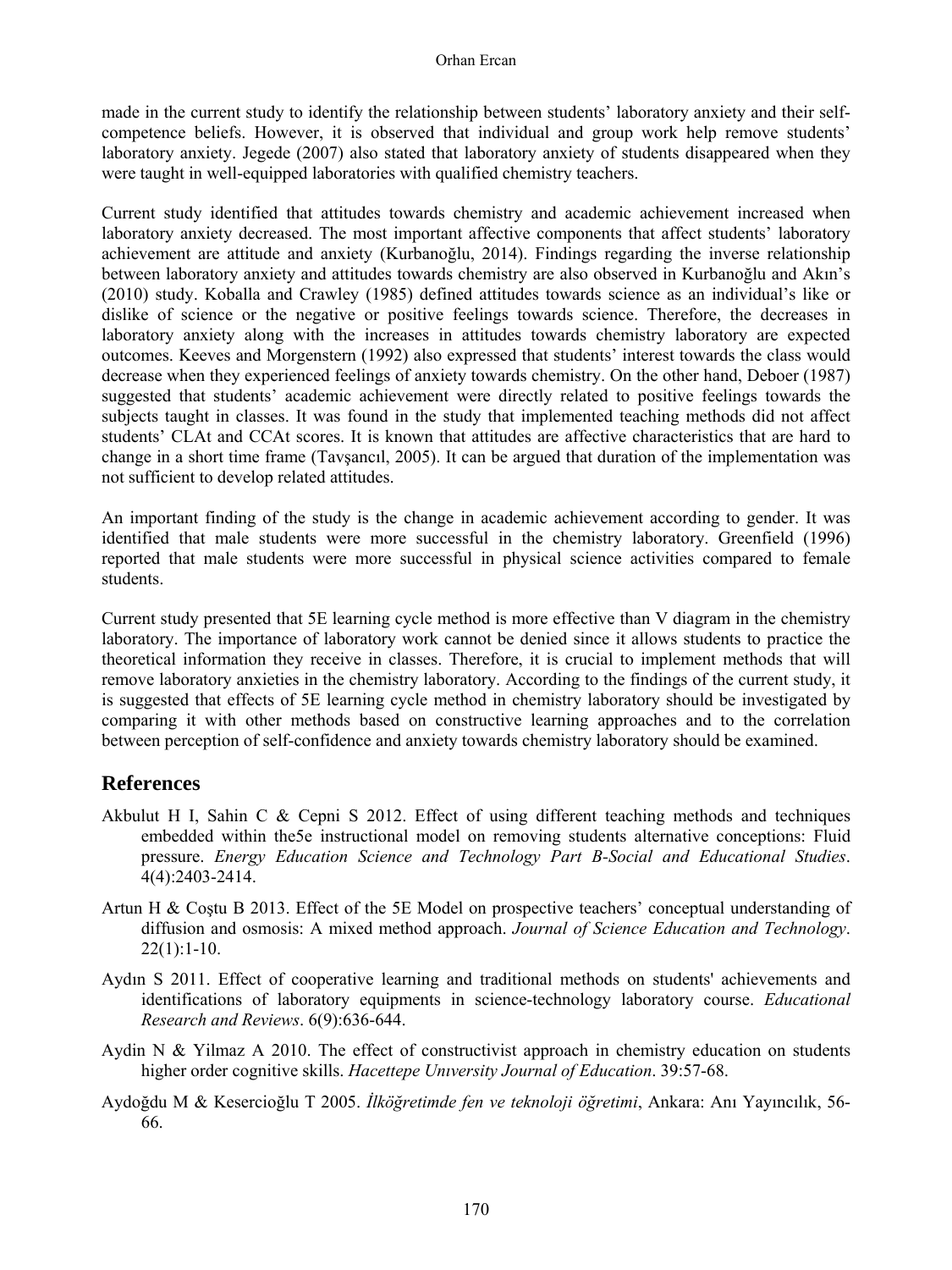made in the current study to identify the relationship between students' laboratory anxiety and their self-competence beliefs. However, it is observed that individual and group work help remove students' laboratory anxiety. Jegede (2007) also stated that laboratory anxiety of students disappeared when they were taught in well-equipped laboratories with qualified chemistry teachers.

Current study identified that attitudes towards chemistry and academic achievement increased when laboratory anxiety decreased. The most important affective components that affect students' laboratory achievement are attitude and anxiety (Kurbanoğlu, 2014). Findings regarding the inverse relationship between laboratory anxiety and attitudes towards chemistry are also observed in Kurbanoğlu and Akın's (2010) study. Koballa and Crawley (1985) defined attitudes towards science as an individual's like or dislike of science or the negative or positive feelings towards science. Therefore, the decreases in laboratory anxiety along with the increases in attitudes towards chemistry laboratory are expected outcomes. Keeves and Morgenstern (1992) also expressed that students' interest towards the class would decrease when they experienced feelings of anxiety towards chemistry. On the other hand, Deboer (1987) suggested that students' academic achievement were directly related to positive feelings towards the subjects taught in classes. It was found in the study that implemented teaching methods did not affect students' CLAt and CCAt scores. It is known that attitudes are affective characteristics that are hard to change in a short time frame (Tavşancıl, 2005). It can be argued that duration of the implementation was not sufficient to develop related attitudes.

An important finding of the study is the change in academic achievement according to gender. It was identified that male students were more successful in the chemistry laboratory. Greenfield (1996) reported that male students were more successful in physical science activities compared to female students.

Current study presented that 5E learning cycle method is more effective than V diagram in the chemistry laboratory. The importance of laboratory work cannot be denied since it allows students to practice the theoretical information they receive in classes. Therefore, it is crucial to implement methods that will remove laboratory anxieties in the chemistry laboratory. According to the findings of the current study, it is suggested that effects of 5E learning cycle method in chemistry laboratory should be investigated by comparing it with other methods based on constructive learning approaches and to the correlation between perception of self-confidence and anxiety towards chemistry laboratory should be examined.

## References

Akbulut H I, Sahin C & Cepni S 2012. Effect of using different teaching methods and techniques embedded within the5e instructional model on removing students alternative conceptions: Fluid pressure. *Energy Education Science and Technology Part B-Social and Educational Studies*. 4(4):2403-2414.

Artun H & Coştu B 2013. Effect of the 5E Model on prospective teachers' conceptual understanding of diffusion and osmosis: A mixed method approach. *Journal of Science Education and Technology*. 22(1):1-10.

Aydın S 2011. Effect of cooperative learning and traditional methods on students' achievements and identifications of laboratory equipments in science-technology laboratory course. *Educational Research and Reviews*. 6(9):636-644.

Aydin N & Yilmaz A 2010. The effect of constructivist approach in chemistry education on students higher order cognitive skills. *Hacettepe Unıversity Journal of Education*. 39:57-68.

Aydoğdu M & Kesercioğlu T 2005. *İlköğretimde fen ve teknoloji öğretimi*, Ankara: Anı Yayıncılık, 56-66.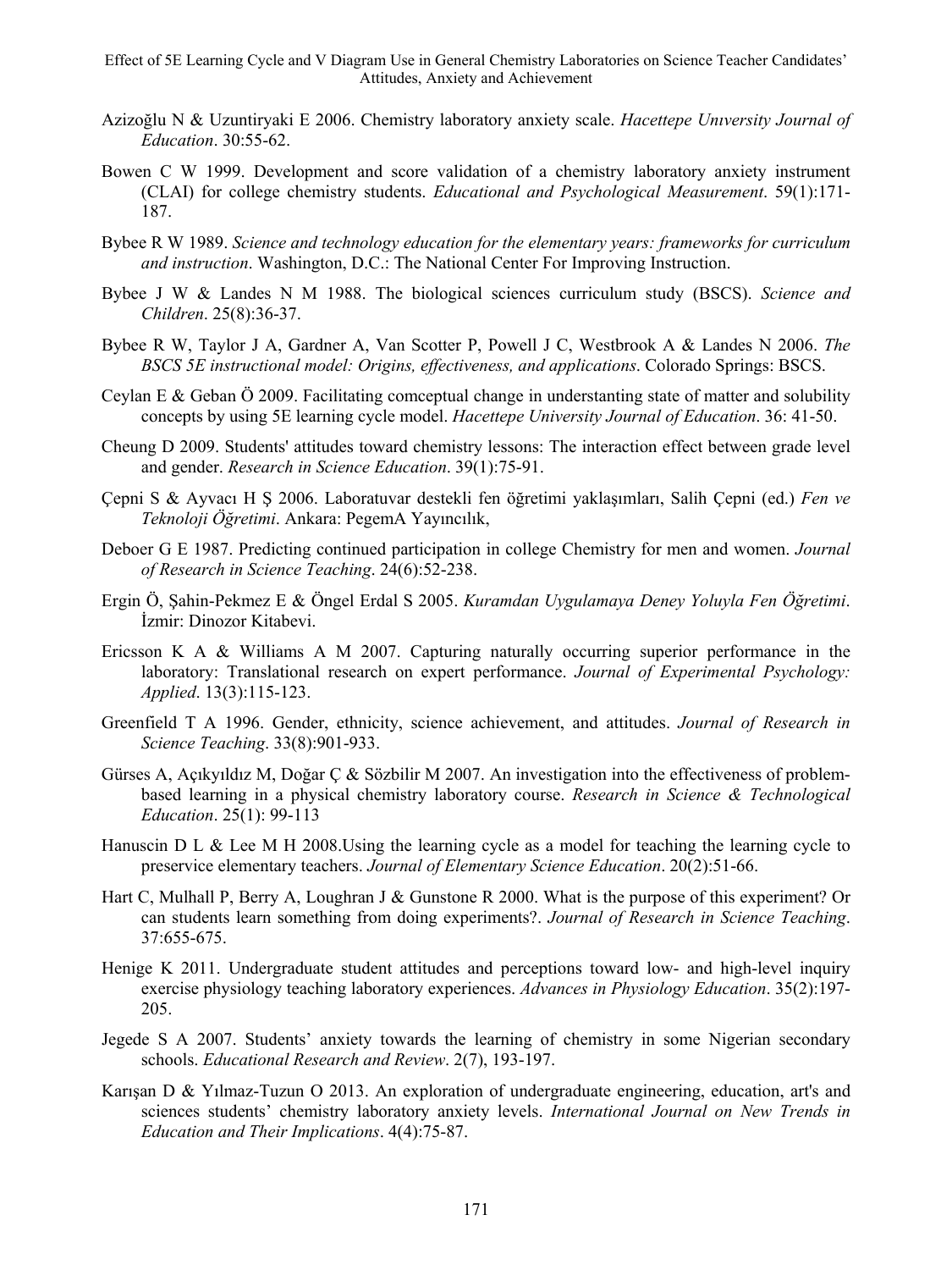Azizoğlu N & Uzuntiryaki E 2006. Chemistry laboratory anxiety scale. *Hacettepe Unıversity Journal of Education*. 30:55-62.

Bowen C W 1999. Development and score validation of a chemistry laboratory anxiety instrument (CLAI) for college chemistry students. *Educational and Psychological Measurement*. 59(1):171-187.

Bybee R W 1989. *Science and technology education for the elementary years: frameworks for curriculum and instruction*. Washington, D.C.: The National Center For Improving Instruction.

Bybee J W & Landes N M 1988. The biological sciences curriculum study (BSCS). *Science and Children*. 25(8):36-37.

Bybee R W, Taylor J A, Gardner A, Van Scotter P, Powell J C, Westbrook A & Landes N 2006. *The BSCS 5E instructional model: Origins, effectiveness, and applications*. Colorado Springs: BSCS.

Ceylan E & Geban Ö 2009. Facilitating comceptual change in understanting state of matter and solubility concepts by using 5E learning cycle model. *Hacettepe University Journal of Education*. 36: 41-50.

Cheung D 2009. Students' attitudes toward chemistry lessons: The interaction effect between grade level and gender. *Research in Science Education*. 39(1):75-91.

Çepni S & Ayvacı H Ş 2006. Laboratuvar destekli fen öğretimi yaklaşımları, Salih Çepni (ed.) *Fen ve Teknoloji Öğretimi*. Ankara: PegemA Yayıncılık,

Deboer G E 1987. Predicting continued participation in college Chemistry for men and women. *Journal of Research in Science Teaching*. 24(6):52-238.

Ergin Ö, Şahin-Pekmez E & Öngel Erdal S 2005. *Kuramdan Uygulamaya Deney Yoluyla Fen Öğretimi*. İzmir: Dinozor Kitabevi.

Ericsson K A & Williams A M 2007. Capturing naturally occurring superior performance in the laboratory: Translational research on expert performance. *Journal of Experimental Psychology: Applied*. 13(3):115-123.

Greenfield T A 1996. Gender, ethnicity, science achievement, and attitudes. *Journal of Research in Science Teaching*. 33(8):901-933.

Gürses A, Açıkyıldız M, Doğar Ç & Sözbilir M 2007. An investigation into the effectiveness of problem-based learning in a physical chemistry laboratory course. *Research in Science & Technological Education*. 25(1): 99-113

Hanuscin D L & Lee M H 2008.Using the learning cycle as a model for teaching the learning cycle to preservice elementary teachers. *Journal of Elementary Science Education*. 20(2):51-66.

Hart C, Mulhall P, Berry A, Loughran J & Gunstone R 2000. What is the purpose of this experiment? Or can students learn something from doing experiments?. *Journal of Research in Science Teaching*. 37:655-675.

Henige K 2011. Undergraduate student attitudes and perceptions toward low- and high-level inquiry exercise physiology teaching laboratory experiences. *Advances in Physiology Education*. 35(2):197-205.

Jegede S A 2007. Students' anxiety towards the learning of chemistry in some Nigerian secondary schools. *Educational Research and Review*. 2(7), 193-197.

Karışan D & Yılmaz-Tuzun O 2013. An exploration of undergraduate engineering, education, art's and sciences students' chemistry laboratory anxiety levels. *International Journal on New Trends in Education and Their Implications*. 4(4):75-87.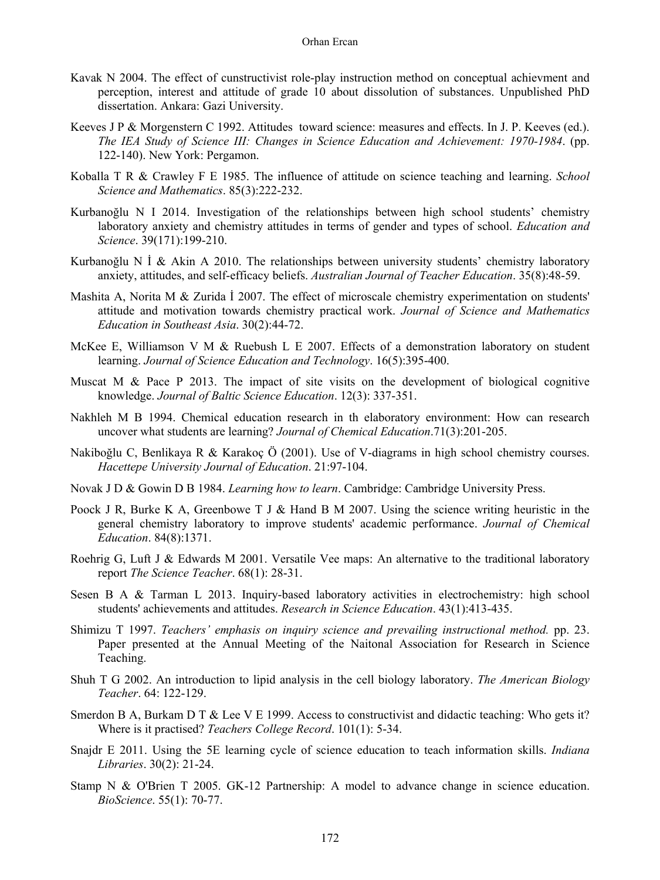Kavak N 2004. The effect of cunstructivist role-play instruction method on conceptual achievment and perception, interest and attitude of grade 10 about dissolution of substances. Unpublished PhD dissertation. Ankara: Gazi University.

Keeves J P & Morgenstern C 1992. Attitudes toward science: measures and effects. In J. P. Keeves (ed.). *The IEA Study of Science III: Changes in Science Education and Achievement: 1970-1984*. (pp. 122-140). New York: Pergamon.

Koballa T R & Crawley F E 1985. The influence of attitude on science teaching and learning. *School Science and Mathematics*. 85(3):222-232.

Kurbanoğlu N I 2014. Investigation of the relationships between high school students' chemistry laboratory anxiety and chemistry attitudes in terms of gender and types of school. *Education and Science*. 39(171):199-210.

Kurbanoğlu N İ & Akin A 2010. The relationships between university students' chemistry laboratory anxiety, attitudes, and self-efficacy beliefs. *Australian Journal of Teacher Education*. 35(8):48-59.

Mashita A, Norita M & Zurida İ 2007. The effect of microscale chemistry experimentation on students' attitude and motivation towards chemistry practical work. *Journal of Science and Mathematics Education in Southeast Asia*. 30(2):44-72.

McKee E, Williamson V M & Ruebush L E 2007. Effects of a demonstration laboratory on student learning. *Journal of Science Education and Technology*. 16(5):395-400.

Muscat M & Pace P 2013. The impact of site visits on the development of biological cognitive knowledge. *Journal of Baltic Science Education*. 12(3): 337-351.

Nakhleh M B 1994. Chemical education research in th elaboratory environment: How can research uncover what students are learning? *Journal of Chemical Education*.71(3):201-205.

Nakiboğlu C, Benlikaya R & Karakoç Ö (2001). Use of V-diagrams in high school chemistry courses. *Hacettepe University Journal of Education*. 21:97-104.

Novak J D & Gowin D B 1984. *Learning how to learn*. Cambridge: Cambridge University Press.

Poock J R, Burke K A, Greenbowe T J & Hand B M 2007. Using the science writing heuristic in the general chemistry laboratory to improve students' academic performance. *Journal of Chemical Education*. 84(8):1371.

Roehrig G, Luft J & Edwards M 2001. Versatile Vee maps: An alternative to the traditional laboratory report *The Science Teacher*. 68(1): 28-31.

Sesen B A & Tarman L 2013. Inquiry-based laboratory activities in electrochemistry: high school students' achievements and attitudes. *Research in Science Education*. 43(1):413-435.

Shimizu T 1997. *Teachers' emphasis on inquiry science and prevailing instructional method.* pp. 23. Paper presented at the Annual Meeting of the Naitonal Association for Research in Science Teaching.

Shuh T G 2002. An introduction to lipid analysis in the cell biology laboratory. *The American Biology Teacher*. 64: 122-129.

Smerdon B A, Burkam D T & Lee V E 1999. Access to constructivist and didactic teaching: Who gets it? Where is it practised? *Teachers College Record*. 101(1): 5-34.

Snajdr E 2011. Using the 5E learning cycle of science education to teach information skills. *Indiana Libraries*. 30(2): 21-24.

Stamp N & O'Brien T 2005. GK-12 Partnership: A model to advance change in science education. *BioScience*. 55(1): 70-77.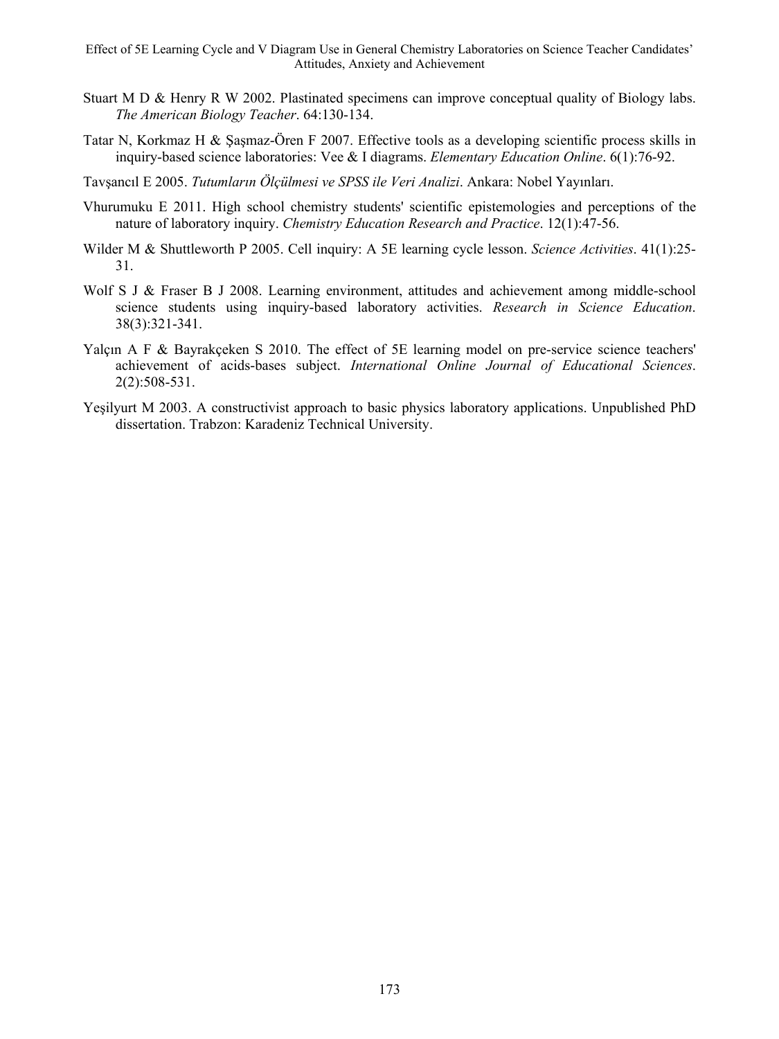Stuart M D & Henry R W 2002. Plastinated specimens can improve conceptual quality of Biology labs. *The American Biology Teacher*. 64:130-134.

Tatar N, Korkmaz H & Şaşmaz-Ören F 2007. Effective tools as a developing scientific process skills in inquiry-based science laboratories: Vee & I diagrams. *Elementary Education Online*. 6(1):76-92.

Tavşancıl E 2005. *Tutumların Ölçülmesi ve SPSS ile Veri Analizi*. Ankara: Nobel Yayınları.

Vhurumuku E 2011. High school chemistry students' scientific epistemologies and perceptions of the nature of laboratory inquiry. *Chemistry Education Research and Practice*. 12(1):47-56.

Wilder M & Shuttleworth P 2005. Cell inquiry: A 5E learning cycle lesson. *Science Activities*. 41(1):25-31.

Wolf S J & Fraser B J 2008. Learning environment, attitudes and achievement among middle-school science students using inquiry-based laboratory activities. *Research in Science Education*. 38(3):321-341.

Yalçın A F & Bayrakçeken S 2010. The effect of 5E learning model on pre-service science teachers' achievement of acids-bases subject. *International Online Journal of Educational Sciences*. 2(2):508-531.

Yeşilyurt M 2003. A constructivist approach to basic physics laboratory applications. Unpublished PhD dissertation. Trabzon: Karadeniz Technical University.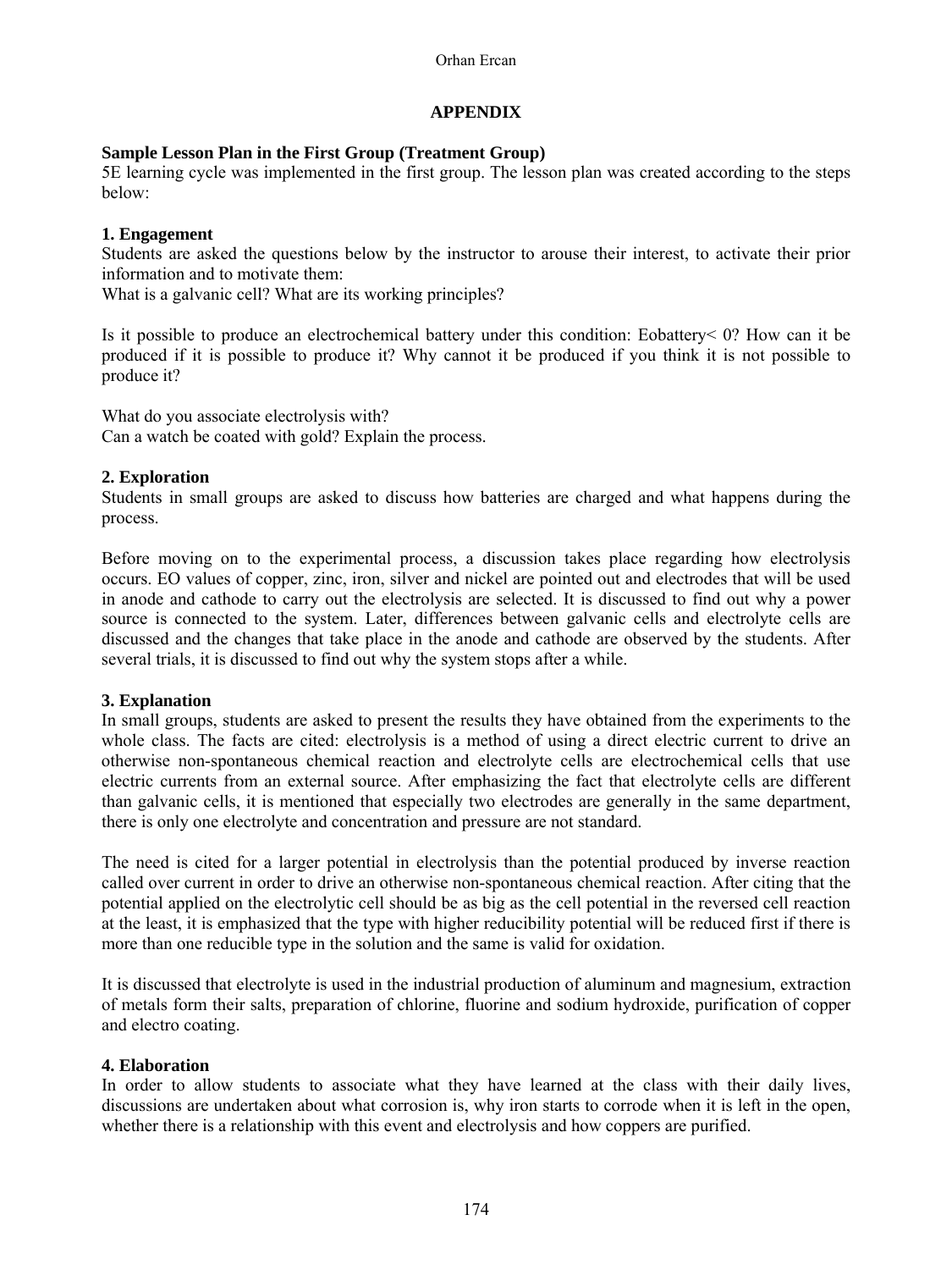## APPENDIX

### Sample Lesson Plan in the First Group (Treatment Group)

5E learning cycle was implemented in the first group. The lesson plan was created according to the steps below:

#### 1. Engagement

Students are asked the questions below by the instructor to arouse their interest, to activate their prior information and to motivate them:

What is a galvanic cell? What are its working principles?

Is it possible to produce an electrochemical battery under this condition: Eobattery< 0? How can it be produced if it is possible to produce it? Why cannot it be produced if you think it is not possible to produce it?

What do you associate electrolysis with?

Can a watch be coated with gold? Explain the process.

#### 2. Exploration

Students in small groups are asked to discuss how batteries are charged and what happens during the process.

Before moving on to the experimental process, a discussion takes place regarding how electrolysis occurs. EO values of copper, zinc, iron, silver and nickel are pointed out and electrodes that will be used in anode and cathode to carry out the electrolysis are selected. It is discussed to find out why a power source is connected to the system. Later, differences between galvanic cells and electrolyte cells are discussed and the changes that take place in the anode and cathode are observed by the students. After several trials, it is discussed to find out why the system stops after a while.

#### 3. Explanation

In small groups, students are asked to present the results they have obtained from the experiments to the whole class. The facts are cited: electrolysis is a method of using a direct electric current to drive an otherwise non-spontaneous chemical reaction and electrolyte cells are electrochemical cells that use electric currents from an external source. After emphasizing the fact that electrolyte cells are different than galvanic cells, it is mentioned that especially two electrodes are generally in the same department, there is only one electrolyte and concentration and pressure are not standard.

The need is cited for a larger potential in electrolysis than the potential produced by inverse reaction called over current in order to drive an otherwise non-spontaneous chemical reaction. After citing that the potential applied on the electrolytic cell should be as big as the cell potential in the reversed cell reaction at the least, it is emphasized that the type with higher reducibility potential will be reduced first if there is more than one reducible type in the solution and the same is valid for oxidation.

It is discussed that electrolyte is used in the industrial production of aluminum and magnesium, extraction of metals form their salts, preparation of chlorine, fluorine and sodium hydroxide, purification of copper and electro coating.

#### 4. Elaboration

In order to allow students to associate what they have learned at the class with their daily lives, discussions are undertaken about what corrosion is, why iron starts to corrode when it is left in the open, whether there is a relationship with this event and electrolysis and how coppers are purified.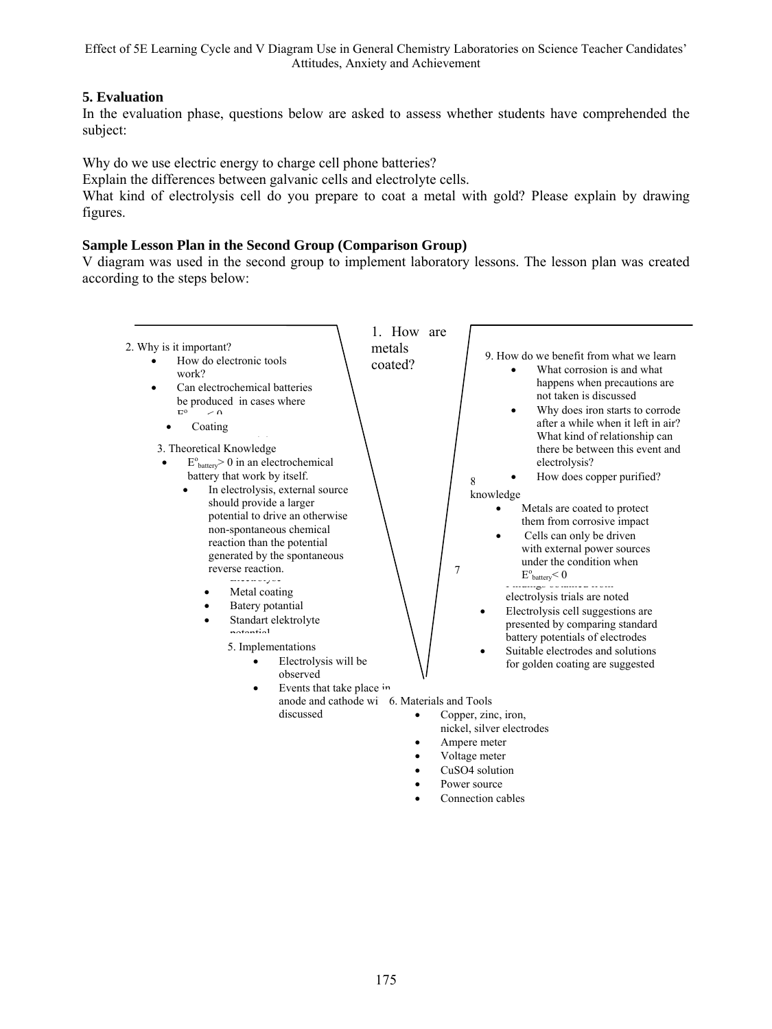## 5. Evaluation

In the evaluation phase, questions below are asked to assess whether students have comprehended the subject:

Why do we use electric energy to charge cell phone batteries?
Explain the differences between galvanic cells and electrolyte cells.
What kind of electrolysis cell do you prepare to coat a metal with gold? Please explain by drawing figures.

### Sample Lesson Plan in the Second Group (Comparison Group)

V diagram was used in the second group to implement laboratory lessons. The lesson plan was created according to the steps below:

1. How are metals coated?

2. Why is it important?
- How do electronic tools work?
- Can electrochemical batteries be produced in cases where $E^o_{battery} < 0$
- Coating

3. Theoretical Knowledge
- $E^o_{battery} > 0$ in an electrochemical battery that work by itself.
- In electrolysis, external source should provide a larger potential to drive an otherwise non-spontaneous chemical reaction than the potential generated by the spontaneous reverse reaction.

4. Concepts
- Electrolyte
- Metal coating
- Batery potantial
- Standart elektrolyte potantial

5. Implementations
- Electrolysis will be observed
- Events that take place in anode and cathode will be discussed

6. Materials and Tools
- Copper, zinc, iron, nickel, silver electrodes
- Ampere meter
- Voltage meter
- CuSO4 solution
- Power source
- Connection cables

7. Findings
- Findings obtained from electrolysis trials are noted
- Electrolysis cell suggestions are presented by comparing standard battery potentials of electrodes
- Suitable electrodes and solutions for golden coating are suggested

8. knowledge
- Metals are coated to protect them from corrosive impact
- Cells can only be driven with external power sources under the condition when $E^o_{battery} < 0$

9. How do we benefit from what we learn
- What corrosion is and what happens when precautions are not taken is discussed
- Why does iron starts to corrode after a while when it left in air? What kind of relationship can there be between this event and electrolysis?
- How does copper purified?